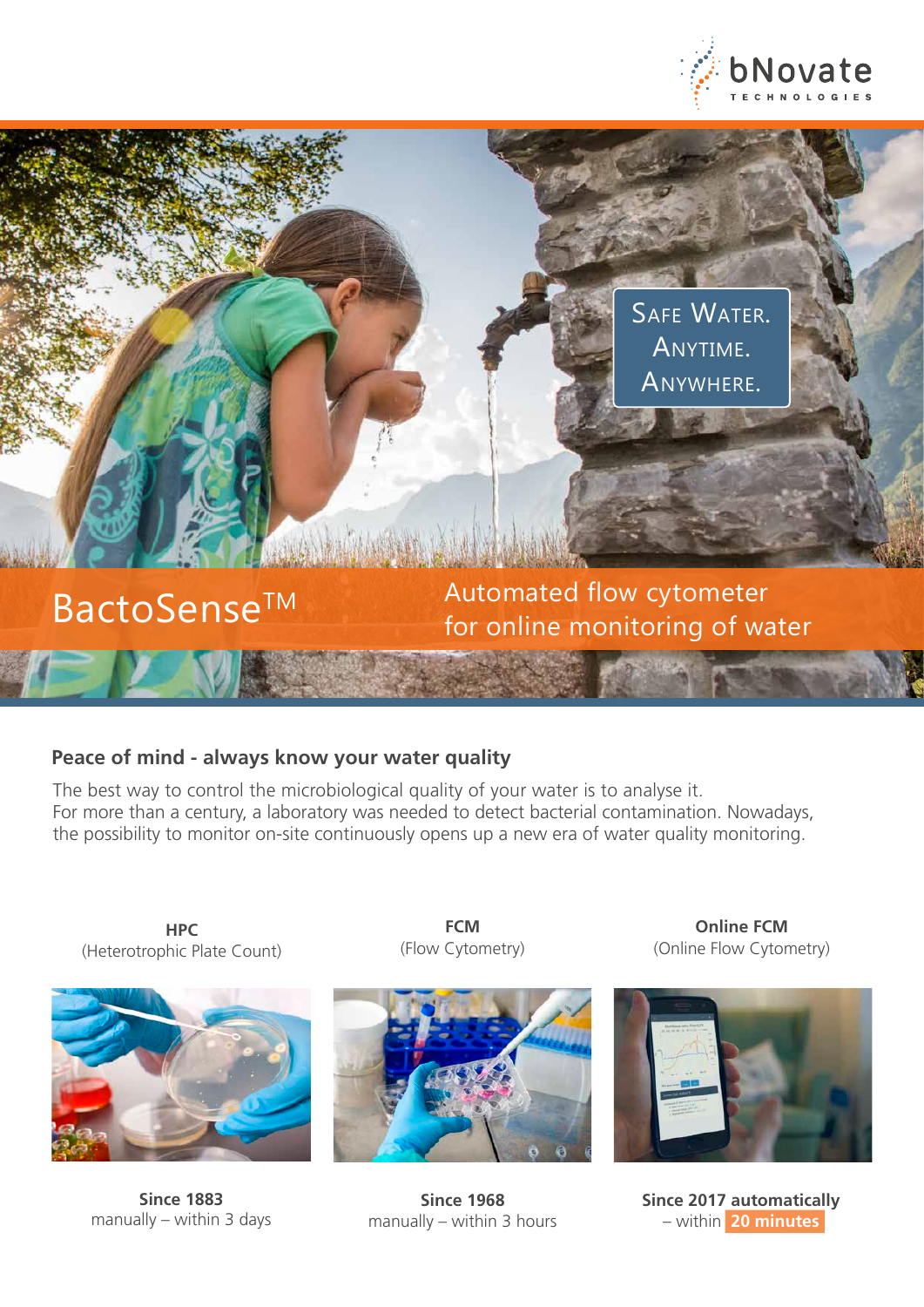bNovate TECHNOLOGIES

SAFE WATER.
ANYTIME.
ANYWHERE.

# BactoSense™

Automated flow cytometer for online monitoring of water

## Peace of mind - always know your water quality

The best way to control the microbiological quality of your water is to analyse it.
For more than a century, a laboratory was needed to detect bacterial contamination. Nowadays, the possibility to monitor on-site continuously opens up a new era of water quality monitoring.

**HPC**
(Heterotrophic Plate Count)

**Since 1883**
manually – within 3 days

**FCM**
(Flow Cytometry)

**Since 1968**
manually – within 3 hours

**Online FCM**
(Online Flow Cytometry)

**Since 2017 automatically**
– within **20 minutes**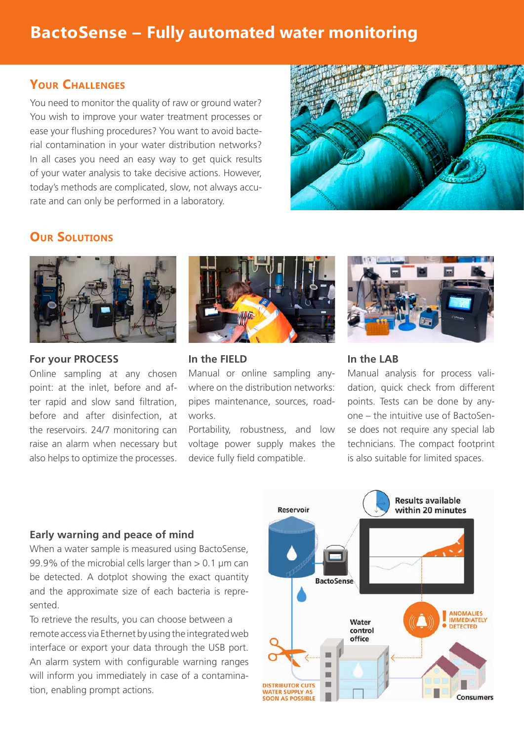# BactoSense – Fully automated water monitoring

## Your Challenges

You need to monitor the quality of raw or ground water? You wish to improve your water treatment processes or ease your flushing procedures? You want to avoid bacterial contamination in your water distribution networks? In all cases you need an easy way to get quick results of your water analysis to take decisive actions. However, today's methods are complicated, slow, not always accurate and can only be performed in a laboratory.

## Our Solutions

### For your PROCESS

Online sampling at any chosen point: at the inlet, before and after rapid and slow sand filtration, before and after disinfection, at the reservoirs. 24/7 monitoring can raise an alarm when necessary but also helps to optimize the processes.

### In the FIELD

Manual or online sampling anywhere on the distribution networks: pipes maintenance, sources, roadworks.

Portability, robustness, and low voltage power supply makes the device fully field compatible.

### In the LAB

Manual analysis for process validation, quick check from different points. Tests can be done by anyone – the intuitive use of BactoSense does not require any special lab technicians. The compact footprint is also suitable for limited spaces.

### Early warning and peace of mind

When a water sample is measured using BactoSense, 99.9% of the microbial cells larger than > 0.1 µm can be detected. A dotplot showing the exact quantity and the approximate size of each bacteria is represented.

To retrieve the results, you can choose between a remote access via Ethernet by using the integrated web interface or export your data through the USB port. An alarm system with configurable warning ranges will inform you immediately in case of a contamination, enabling prompt actions.

Reservoir

BactoSense

Results available within 20 minutes

Water control office

ANOMALIES IMMEDIATELY DETECTED

DISTRIBUTOR CUTS WATER SUPPLY AS SOON AS POSSIBLE

Consumers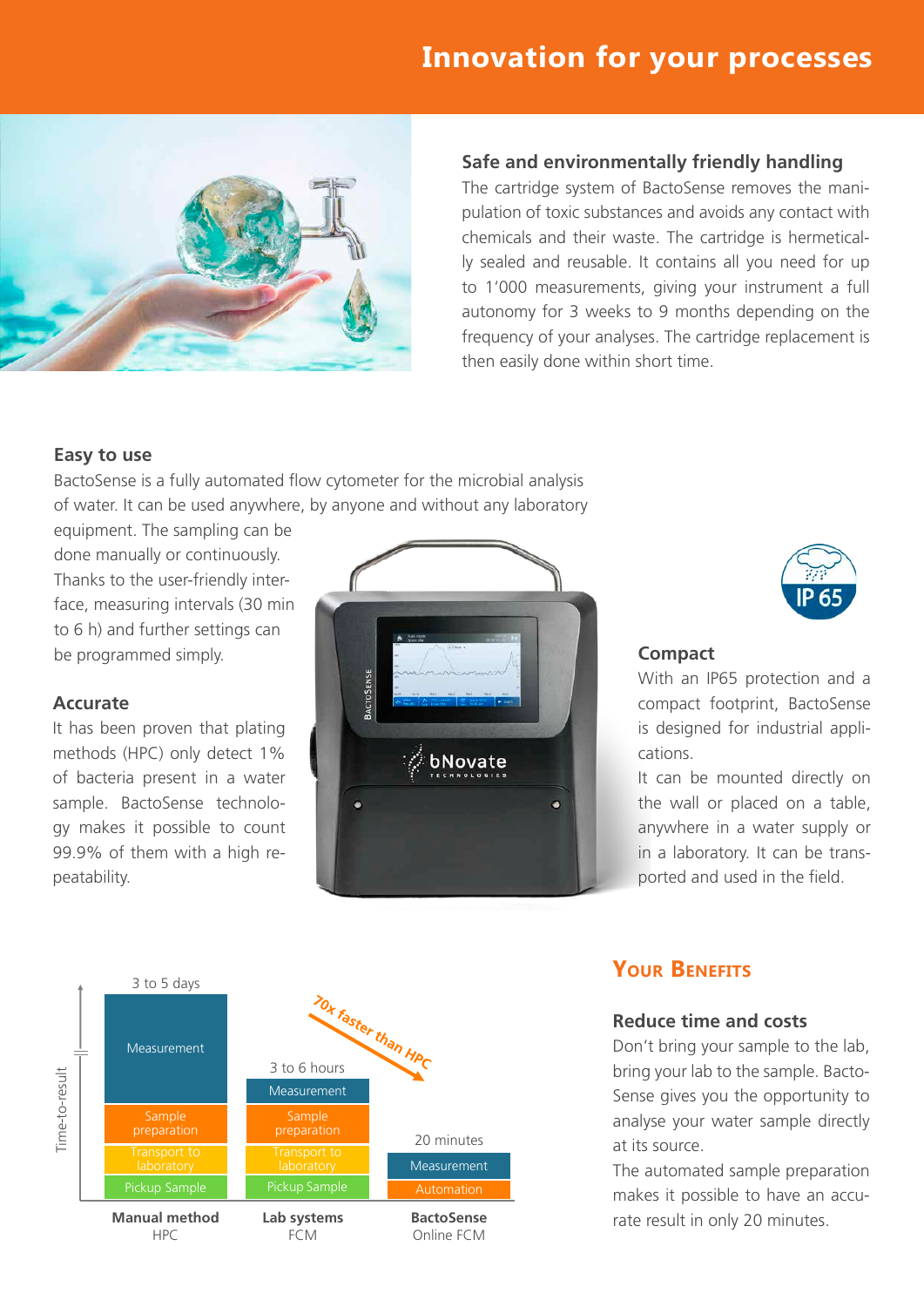# Innovation for your processes

## Safe and environmentally friendly handling

The cartridge system of BactoSense removes the manipulation of toxic substances and avoids any contact with chemicals and their waste. The cartridge is hermetically sealed and reusable. It contains all you need for up to 1'000 measurements, giving your instrument a full autonomy for 3 weeks to 9 months depending on the frequency of your analyses. The cartridge replacement is then easily done within short time.

## Easy to use

BactoSense is a fully automated flow cytometer for the microbial analysis of water. It can be used anywhere, by anyone and without any laboratory equipment. The sampling can be done manually or continuously. Thanks to the user-friendly interface, measuring intervals (30 min to 6 h) and further settings can be programmed simply.

## Accurate

It has been proven that plating methods (HPC) only detect 1% of bacteria present in a water sample. BactoSense technology makes it possible to count 99.9% of them with a high repeatability.

## Compact

With an IP65 protection and a compact footprint, BactoSense is designed for industrial applications.

It can be mounted directly on the wall or placed on a table, anywhere in a water supply or in a laboratory. It can be transported and used in the field.

Time-to-result

| | Manual method HPC | Lab systems FCM | BactoSense Online FCM |
|---|---|---|---|
| Total | 3 to 5 days | 3 to 6 hours | 20 minutes |
| Steps | Measurement, Sample preparation, Transport to laboratory, Pickup Sample | Measurement, Sample preparation, Transport to laboratory, Pickup Sample | Measurement, Automation |

70x faster than HPC

## Your Benefits

### Reduce time and costs

Don't bring your sample to the lab, bring your lab to the sample. BactoSense gives you the opportunity to analyse your water sample directly at its source.

The automated sample preparation makes it possible to have an accurate result in only 20 minutes.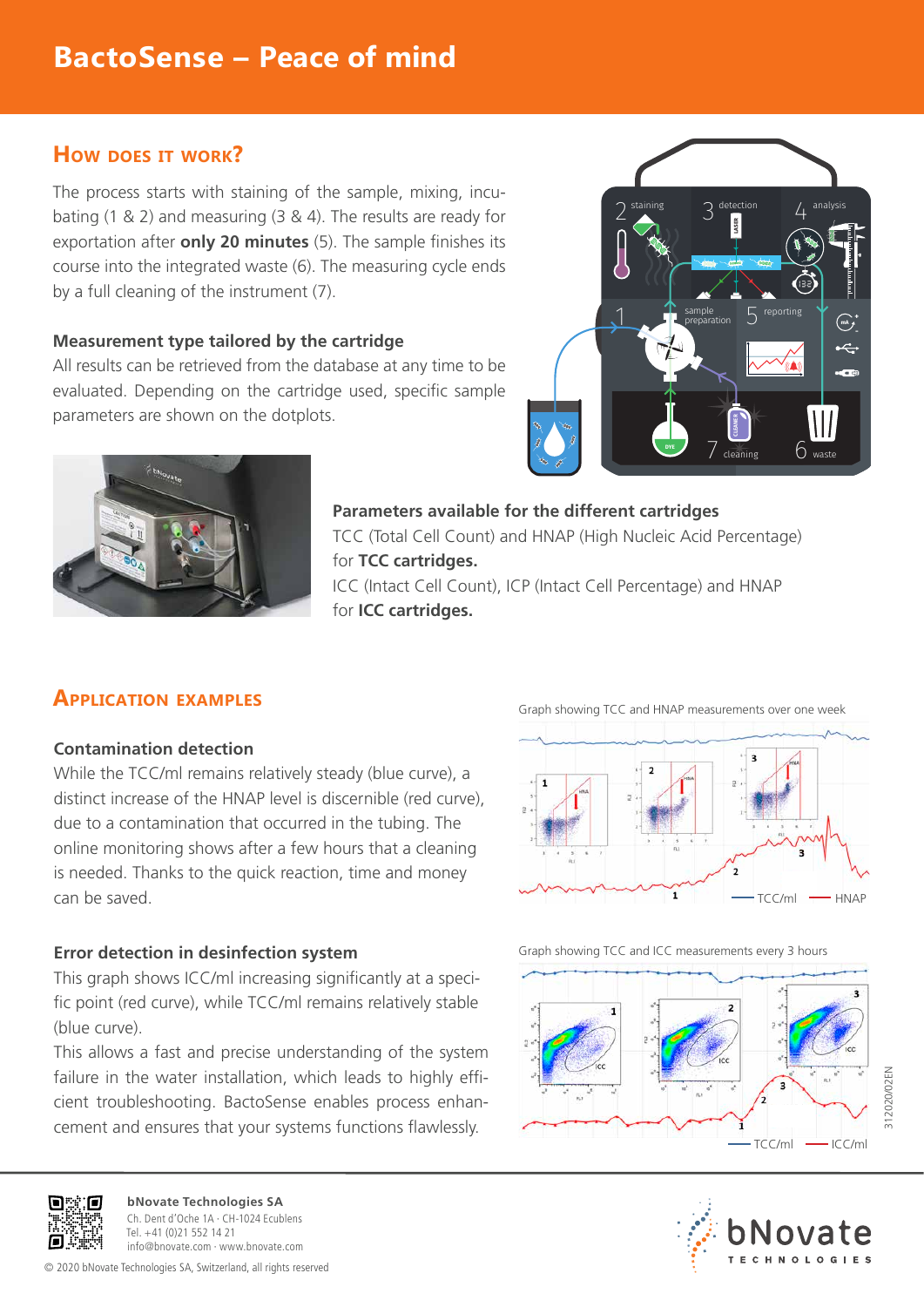# BactoSense – Peace of mind

## How does it work?

The process starts with staining of the sample, mixing, incubating (1 & 2) and measuring (3 & 4). The results are ready for exportation after **only 20 minutes** (5). The sample finishes its course into the integrated waste (6). The measuring cycle ends by a full cleaning of the instrument (7).

2 staining
3 detection
4 analysis
1 sample preparation
5 reporting
7 cleaning
6 waste

### Measurement type tailored by the cartridge

All results can be retrieved from the database at any time to be evaluated. Depending on the cartridge used, specific sample parameters are shown on the dotplots.

### Parameters available for the different cartridges

TCC (Total Cell Count) and HNAP (High Nucleic Acid Percentage) for **TCC cartridges.**

ICC (Intact Cell Count), ICP (Intact Cell Percentage) and HNAP for **ICC cartridges.**

## Application examples

### Contamination detection

While the TCC/ml remains relatively steady (blue curve), a distinct increase of the HNAP level is discernible (red curve), due to a contamination that occurred in the tubing. The online monitoring shows after a few hours that a cleaning is needed. Thanks to the quick reaction, time and money can be saved.

Graph showing TCC and HNAP measurements over one week

TCC/ml HNAP

### Error detection in desinfection system

This graph shows ICC/ml increasing significantly at a specific point (red curve), while TCC/ml remains relatively stable (blue curve).

This allows a fast and precise understanding of the system failure in the water installation, which leads to highly efficient troubleshooting. BactoSense enables process enhancement and ensures that your systems functions flawlessly.

Graph showing TCC and ICC measurements every 3 hours

TCC/ml ICC/ml

31202002EN

**bNovate Technologies SA**
Ch. Dent d'Oche 1A · CH-1024 Ecublens
Tel. +41 (0)21 552 14 21
info@bnovate.com · www.bnovate.com

© 2020 bNovate Technologies SA, Switzerland, all rights reserved